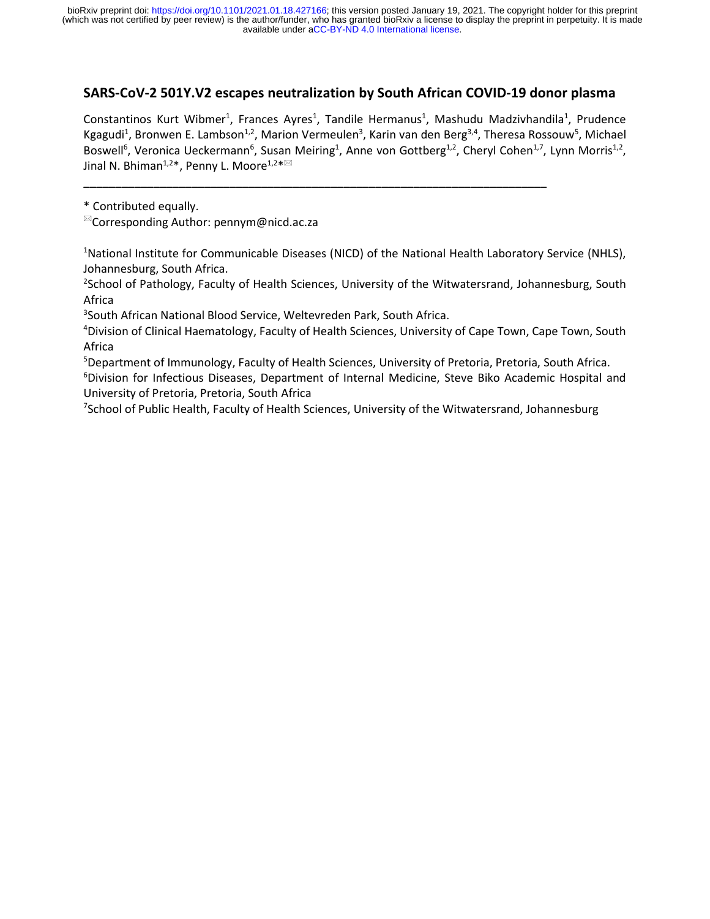# SARS-CoV-2 501Y.V2 escapes neutralization by South African COVID-19 donor plasma

Constantinos Kurt Wibmer[1], Frances Ayres[1], Tandile Hermanus[1], Mashudu Madzivhandila[1], Prudence Kgagudi[1], Bronwen E. Lambson[1,2], Marion Vermeulen[3], Karin van den Berg[3,4], Theresa Rossouw[5], Michael Boswell[6], Veronica Ueckermann[6], Susan Meiring[1], Anne von Gottberg[1,2], Cheryl Cohen[1,7], Lynn Morris[1,2], Jinal N. Bhiman[1,2]*, Penny L. Moore[1,2]*✉

---

\* Contributed equally.

✉Corresponding Author: pennym@nicd.ac.za

[1]National Institute for Communicable Diseases (NICD) of the National Health Laboratory Service (NHLS), Johannesburg, South Africa.

[2]School of Pathology, Faculty of Health Sciences, University of the Witwatersrand, Johannesburg, South Africa

[3]South African National Blood Service, Weltevreden Park, South Africa.

[4]Division of Clinical Haematology, Faculty of Health Sciences, University of Cape Town, Cape Town, South Africa

[5]Department of Immunology, Faculty of Health Sciences, University of Pretoria, Pretoria, South Africa.

[6]Division for Infectious Diseases, Department of Internal Medicine, Steve Biko Academic Hospital and University of Pretoria, Pretoria, South Africa

[7]School of Public Health, Faculty of Health Sciences, University of the Witwatersrand, Johannesburg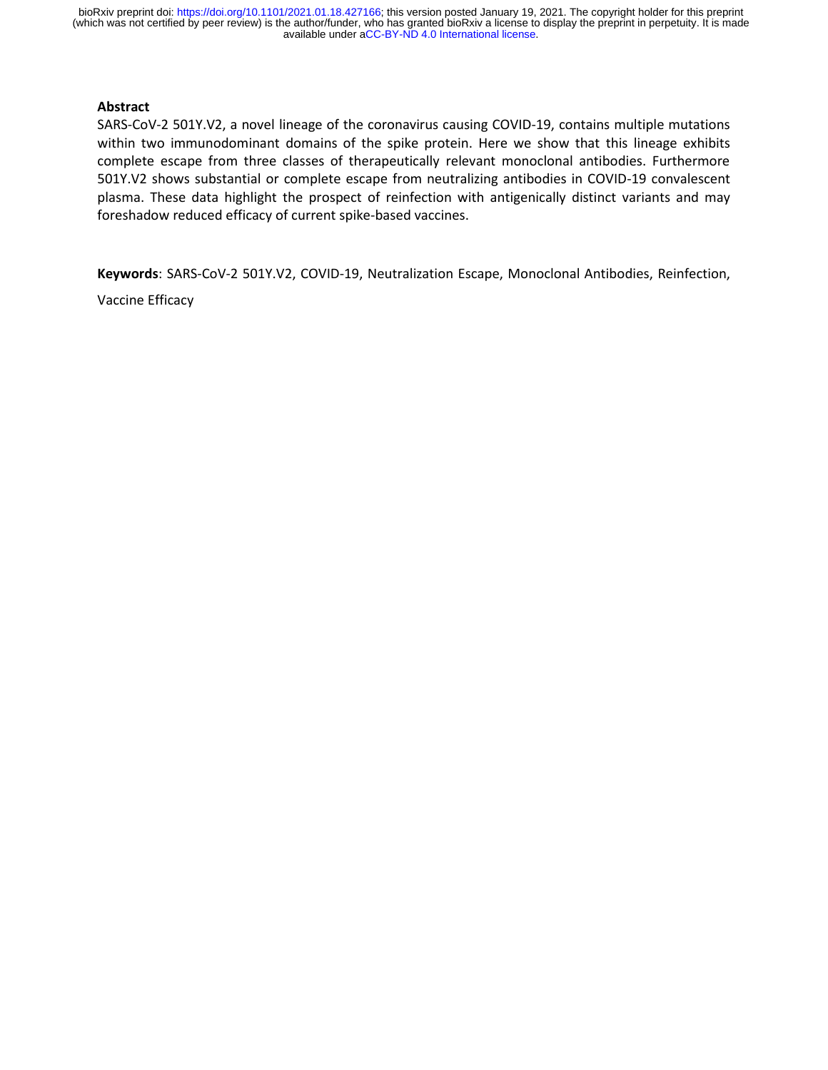## Abstract

SARS-CoV-2 501Y.V2, a novel lineage of the coronavirus causing COVID-19, contains multiple mutations within two immunodominant domains of the spike protein. Here we show that this lineage exhibits complete escape from three classes of therapeutically relevant monoclonal antibodies. Furthermore 501Y.V2 shows substantial or complete escape from neutralizing antibodies in COVID-19 convalescent plasma. These data highlight the prospect of reinfection with antigenically distinct variants and may foreshadow reduced efficacy of current spike-based vaccines.

**Keywords**: SARS-CoV-2 501Y.V2, COVID-19, Neutralization Escape, Monoclonal Antibodies, Reinfection, Vaccine Efficacy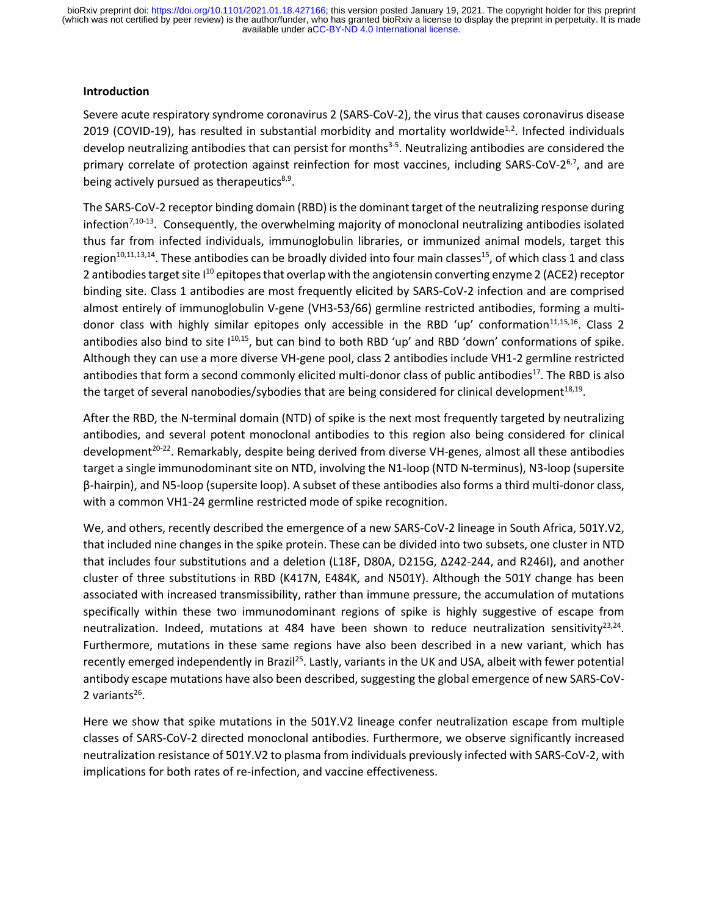### Introduction

Severe acute respiratory syndrome coronavirus 2 (SARS-CoV-2), the virus that causes coronavirus disease 2019 (COVID-19), has resulted in substantial morbidity and mortality worldwide[1,2]. Infected individuals develop neutralizing antibodies that can persist for months[3-5]. Neutralizing antibodies are considered the primary correlate of protection against reinfection for most vaccines, including SARS-CoV-2[6,7], and are being actively pursued as therapeutics[8,9].

The SARS-CoV-2 receptor binding domain (RBD) is the dominant target of the neutralizing response during infection[7,10-13]. Consequently, the overwhelming majority of monoclonal neutralizing antibodies isolated thus far from infected individuals, immunoglobulin libraries, or immunized animal models, target this region[10,11,13,14]. These antibodies can be broadly divided into four main classes[15], of which class 1 and class 2 antibodies target site I[10] epitopes that overlap with the angiotensin converting enzyme 2 (ACE2) receptor binding site. Class 1 antibodies are most frequently elicited by SARS-CoV-2 infection and are comprised almost entirely of immunoglobulin V-gene (VH3-53/66) germline restricted antibodies, forming a multi-donor class with highly similar epitopes only accessible in the RBD 'up' conformation[11,15,16]. Class 2 antibodies also bind to site I[10,15], but can bind to both RBD 'up' and RBD 'down' conformations of spike. Although they can use a more diverse VH-gene pool, class 2 antibodies include VH1-2 germline restricted antibodies that form a second commonly elicited multi-donor class of public antibodies[17]. The RBD is also the target of several nanobodies/sybodies that are being considered for clinical development[18,19].

After the RBD, the N-terminal domain (NTD) of spike is the next most frequently targeted by neutralizing antibodies, and several potent monoclonal antibodies to this region also being considered for clinical development[20-22]. Remarkably, despite being derived from diverse VH-genes, almost all these antibodies target a single immunodominant site on NTD, involving the N1-loop (NTD N-terminus), N3-loop (supersite β-hairpin), and N5-loop (supersite loop). A subset of these antibodies also forms a third multi-donor class, with a common VH1-24 germline restricted mode of spike recognition.

We, and others, recently described the emergence of a new SARS-CoV-2 lineage in South Africa, 501Y.V2, that included nine changes in the spike protein. These can be divided into two subsets, one cluster in NTD that includes four substitutions and a deletion (L18F, D80A, D215G, Δ242-244, and R246I), and another cluster of three substitutions in RBD (K417N, E484K, and N501Y). Although the 501Y change has been associated with increased transmissibility, rather than immune pressure, the accumulation of mutations specifically within these two immunodominant regions of spike is highly suggestive of escape from neutralization. Indeed, mutations at 484 have been shown to reduce neutralization sensitivity[23,24]. Furthermore, mutations in these same regions have also been described in a new variant, which has recently emerged independently in Brazil[25]. Lastly, variants in the UK and USA, albeit with fewer potential antibody escape mutations have also been described, suggesting the global emergence of new SARS-CoV-2 variants[26].

Here we show that spike mutations in the 501Y.V2 lineage confer neutralization escape from multiple classes of SARS-CoV-2 directed monoclonal antibodies. Furthermore, we observe significantly increased neutralization resistance of 501Y.V2 to plasma from individuals previously infected with SARS-CoV-2, with implications for both rates of re-infection, and vaccine effectiveness.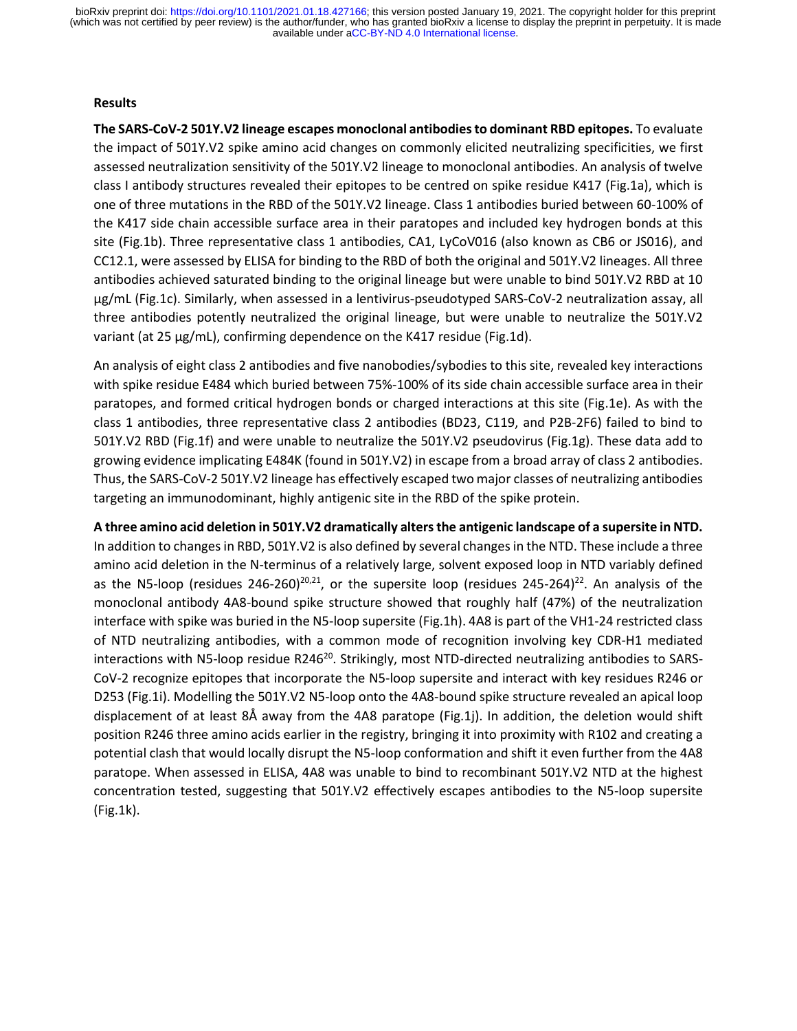## Results

**The SARS-CoV-2 501Y.V2 lineage escapes monoclonal antibodies to dominant RBD epitopes.** To evaluate the impact of 501Y.V2 spike amino acid changes on commonly elicited neutralizing specificities, we first assessed neutralization sensitivity of the 501Y.V2 lineage to monoclonal antibodies. An analysis of twelve class I antibody structures revealed their epitopes to be centred on spike residue K417 (Fig.1a), which is one of three mutations in the RBD of the 501Y.V2 lineage. Class 1 antibodies buried between 60-100% of the K417 side chain accessible surface area in their paratopes and included key hydrogen bonds at this site (Fig.1b). Three representative class 1 antibodies, CA1, LyCoV016 (also known as CB6 or JS016), and CC12.1, were assessed by ELISA for binding to the RBD of both the original and 501Y.V2 lineages. All three antibodies achieved saturated binding to the original lineage but were unable to bind 501Y.V2 RBD at 10 μg/mL (Fig.1c). Similarly, when assessed in a lentivirus-pseudotyped SARS-CoV-2 neutralization assay, all three antibodies potently neutralized the original lineage, but were unable to neutralize the 501Y.V2 variant (at 25 μg/mL), confirming dependence on the K417 residue (Fig.1d).

An analysis of eight class 2 antibodies and five nanobodies/sybodies to this site, revealed key interactions with spike residue E484 which buried between 75%-100% of its side chain accessible surface area in their paratopes, and formed critical hydrogen bonds or charged interactions at this site (Fig.1e). As with the class 1 antibodies, three representative class 2 antibodies (BD23, C119, and P2B-2F6) failed to bind to 501Y.V2 RBD (Fig.1f) and were unable to neutralize the 501Y.V2 pseudovirus (Fig.1g). These data add to growing evidence implicating E484K (found in 501Y.V2) in escape from a broad array of class 2 antibodies. Thus, the SARS-CoV-2 501Y.V2 lineage has effectively escaped two major classes of neutralizing antibodies targeting an immunodominant, highly antigenic site in the RBD of the spike protein.

**A three amino acid deletion in 501Y.V2 dramatically alters the antigenic landscape of a supersite in NTD.** In addition to changes in RBD, 501Y.V2 is also defined by several changes in the NTD. These include a three amino acid deletion in the N-terminus of a relatively large, solvent exposed loop in NTD variably defined as the N5-loop (residues 246-260)[20,21], or the supersite loop (residues 245-264)[22]. An analysis of the monoclonal antibody 4A8-bound spike structure showed that roughly half (47%) of the neutralization interface with spike was buried in the N5-loop supersite (Fig.1h). 4A8 is part of the VH1-24 restricted class of NTD neutralizing antibodies, with a common mode of recognition involving key CDR-H1 mediated interactions with N5-loop residue R246[20]. Strikingly, most NTD-directed neutralizing antibodies to SARS-CoV-2 recognize epitopes that incorporate the N5-loop supersite and interact with key residues R246 or D253 (Fig.1i). Modelling the 501Y.V2 N5-loop onto the 4A8-bound spike structure revealed an apical loop displacement of at least 8Å away from the 4A8 paratope (Fig.1j). In addition, the deletion would shift position R246 three amino acids earlier in the registry, bringing it into proximity with R102 and creating a potential clash that would locally disrupt the N5-loop conformation and shift it even further from the 4A8 paratope. When assessed in ELISA, 4A8 was unable to bind to recombinant 501Y.V2 NTD at the highest concentration tested, suggesting that 501Y.V2 effectively escapes antibodies to the N5-loop supersite (Fig.1k).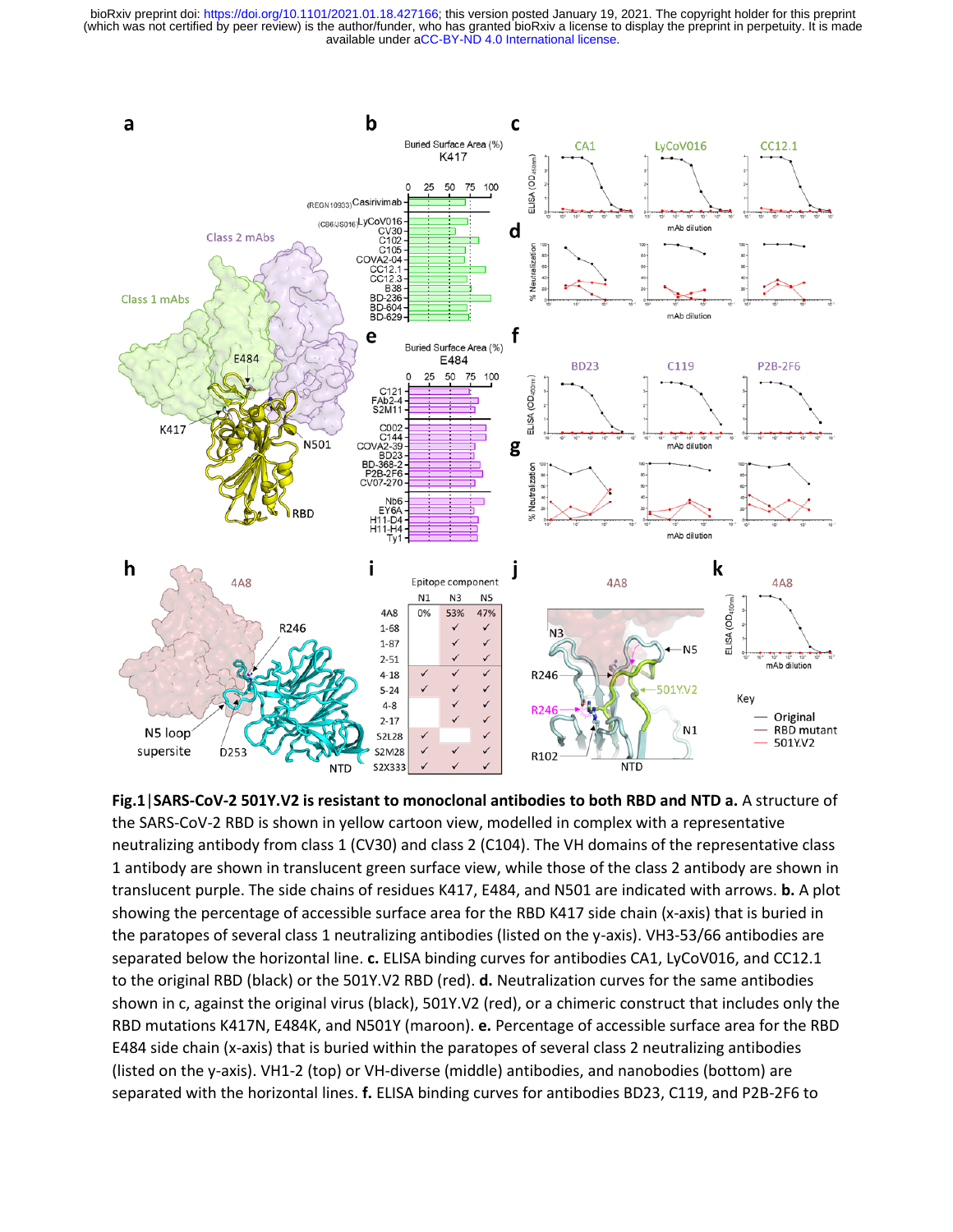**Fig.1|SARS-CoV-2 501Y.V2 is resistant to monoclonal antibodies to both RBD and NTD a.** A structure of the SARS-CoV-2 RBD is shown in yellow cartoon view, modelled in complex with a representative neutralizing antibody from class 1 (CV30) and class 2 (C104). The VH domains of the representative class 1 antibody are shown in translucent green surface view, while those of the class 2 antibody are shown in translucent purple. The side chains of residues K417, E484, and N501 are indicated with arrows. **b.** A plot showing the percentage of accessible surface area for the RBD K417 side chain (x-axis) that is buried in the paratopes of several class 1 neutralizing antibodies (listed on the y-axis). VH3-53/66 antibodies are separated below the horizontal line. **c.** ELISA binding curves for antibodies CA1, LyCoV016, and CC12.1 to the original RBD (black) or the 501Y.V2 RBD (red). **d.** Neutralization curves for the same antibodies shown in c, against the original virus (black), 501Y.V2 (red), or a chimeric construct that includes only the RBD mutations K417N, E484K, and N501Y (maroon). **e.** Percentage of accessible surface area for the RBD E484 side chain (x-axis) that is buried within the paratopes of several class 2 neutralizing antibodies (listed on the y-axis). VH1-2 (top) or VH-diverse (middle) antibodies, and nanobodies (bottom) are separated with the horizontal lines. **f.** ELISA binding curves for antibodies BD23, C119, and P2B-2F6 to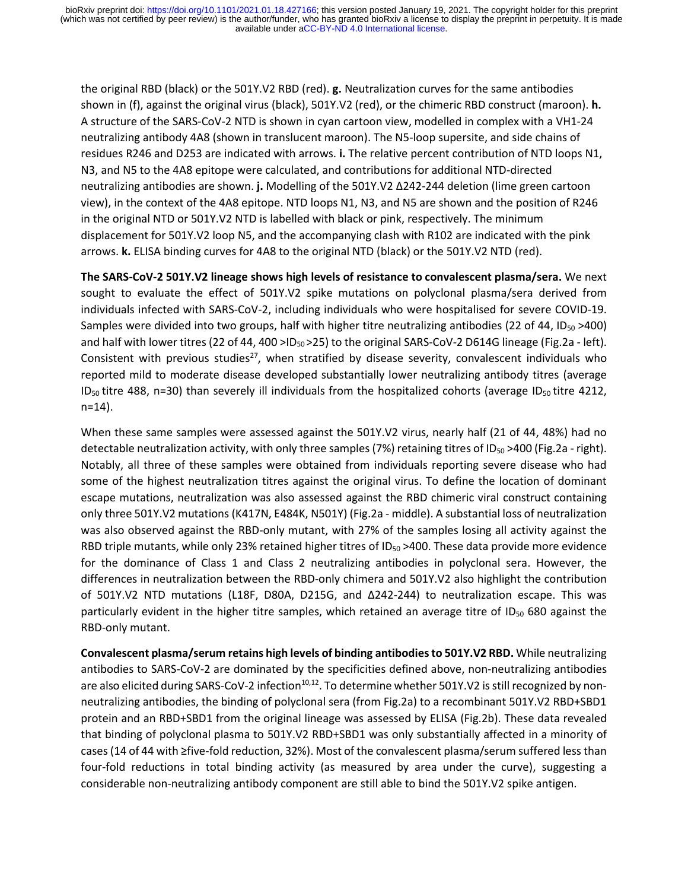the original RBD (black) or the 501Y.V2 RBD (red). **g.** Neutralization curves for the same antibodies shown in (f), against the original virus (black), 501Y.V2 (red), or the chimeric RBD construct (maroon). **h.** A structure of the SARS-CoV-2 NTD is shown in cyan cartoon view, modelled in complex with a VH1-24 neutralizing antibody 4A8 (shown in translucent maroon). The N5-loop supersite, and side chains of residues R246 and D253 are indicated with arrows. **i.** The relative percent contribution of NTD loops N1, N3, and N5 to the 4A8 epitope were calculated, and contributions for additional NTD-directed neutralizing antibodies are shown. **j.** Modelling of the 501Y.V2 Δ242-244 deletion (lime green cartoon view), in the context of the 4A8 epitope. NTD loops N1, N3, and N5 are shown and the position of R246 in the original NTD or 501Y.V2 NTD is labelled with black or pink, respectively. The minimum displacement for 501Y.V2 loop N5, and the accompanying clash with R102 are indicated with the pink arrows. **k.** ELISA binding curves for 4A8 to the original NTD (black) or the 501Y.V2 NTD (red).

**The SARS-CoV-2 501Y.V2 lineage shows high levels of resistance to convalescent plasma/sera.** We next sought to evaluate the effect of 501Y.V2 spike mutations on polyclonal plasma/sera derived from individuals infected with SARS-CoV-2, including individuals who were hospitalised for severe COVID-19. Samples were divided into two groups, half with higher titre neutralizing antibodies (22 of 44, $ID_{50}$ >400) and half with lower titres (22 of 44, 400 >$ID_{50}$ >25) to the original SARS-CoV-2 D614G lineage (Fig.2a - left). Consistent with previous studies[27], when stratified by disease severity, convalescent individuals who reported mild to moderate disease developed substantially lower neutralizing antibody titres (average $ID_{50}$ titre 488, n=30) than severely ill individuals from the hospitalized cohorts (average $ID_{50}$ titre 4212, n=14).

When these same samples were assessed against the 501Y.V2 virus, nearly half (21 of 44, 48%) had no detectable neutralization activity, with only three samples (7%) retaining titres of $ID_{50}$ >400 (Fig.2a - right). Notably, all three of these samples were obtained from individuals reporting severe disease who had some of the highest neutralization titres against the original virus. To define the location of dominant escape mutations, neutralization was also assessed against the RBD chimeric viral construct containing only three 501Y.V2 mutations (K417N, E484K, N501Y) (Fig.2a - middle). A substantial loss of neutralization was also observed against the RBD-only mutant, with 27% of the samples losing all activity against the RBD triple mutants, while only 23% retained higher titres of $ID_{50}$ >400. These data provide more evidence for the dominance of Class 1 and Class 2 neutralizing antibodies in polyclonal sera. However, the differences in neutralization between the RBD-only chimera and 501Y.V2 also highlight the contribution of 501Y.V2 NTD mutations (L18F, D80A, D215G, and Δ242-244) to neutralization escape. This was particularly evident in the higher titre samples, which retained an average titre of $ID_{50}$ 680 against the RBD-only mutant.

**Convalescent plasma/serum retains high levels of binding antibodies to 501Y.V2 RBD.** While neutralizing antibodies to SARS-CoV-2 are dominated by the specificities defined above, non-neutralizing antibodies are also elicited during SARS-CoV-2 infection[10,12]. To determine whether 501Y.V2 is still recognized by non-neutralizing antibodies, the binding of polyclonal sera (from Fig.2a) to a recombinant 501Y.V2 RBD+SBD1 protein and an RBD+SBD1 from the original lineage was assessed by ELISA (Fig.2b). These data revealed that binding of polyclonal plasma to 501Y.V2 RBD+SBD1 was only substantially affected in a minority of cases (14 of 44 with ≥five-fold reduction, 32%). Most of the convalescent plasma/serum suffered less than four-fold reductions in total binding activity (as measured by area under the curve), suggesting a considerable non-neutralizing antibody component are still able to bind the 501Y.V2 spike antigen.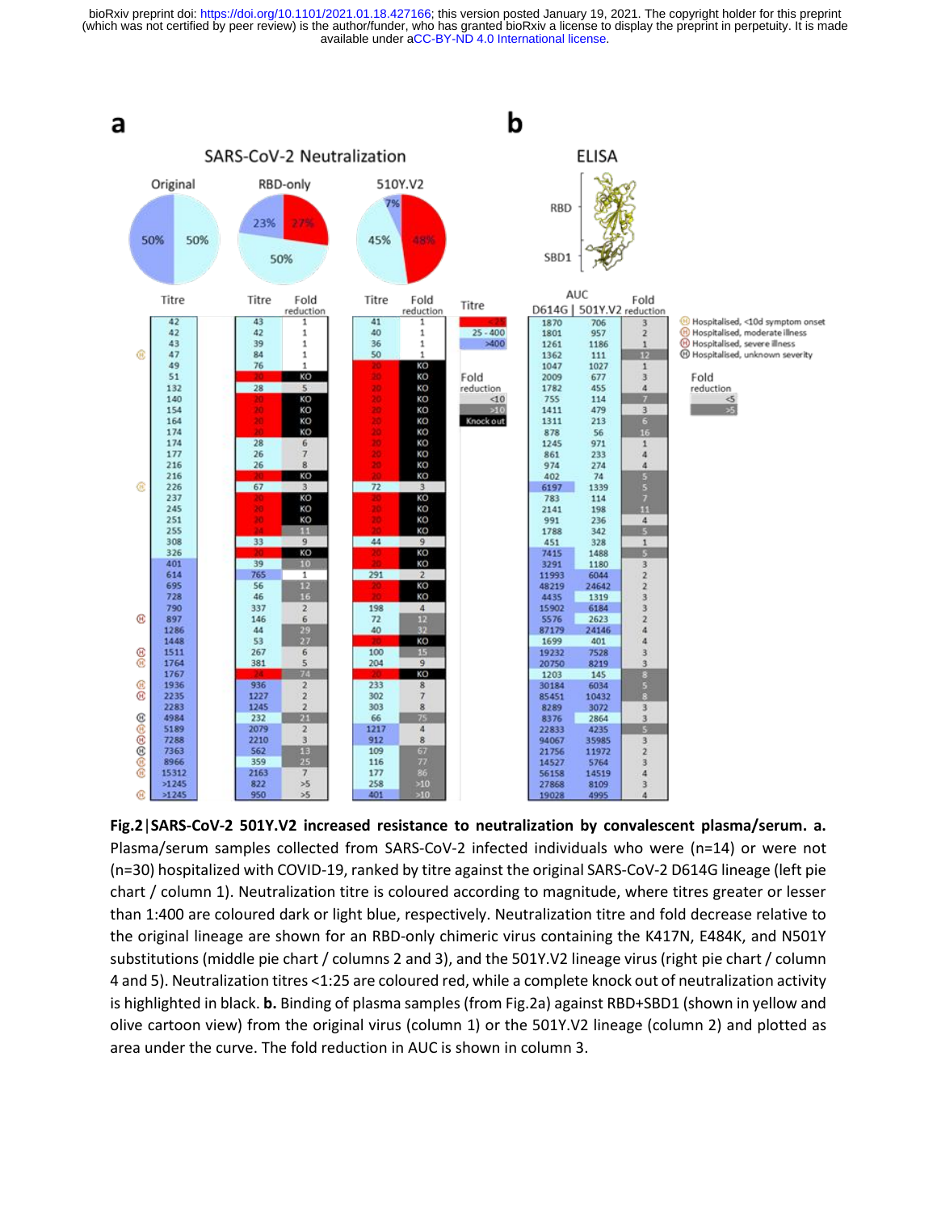**Fig.2|SARS-CoV-2 501Y.V2 increased resistance to neutralization by convalescent plasma/serum. a.** Plasma/serum samples collected from SARS-CoV-2 infected individuals who were (n=14) or were not (n=30) hospitalized with COVID-19, ranked by titre against the original SARS-CoV-2 D614G lineage (left pie chart / column 1). Neutralization titre is coloured according to magnitude, where titres greater or lesser than 1:400 are coloured dark or light blue, respectively. Neutralization titre and fold decrease relative to the original lineage are shown for an RBD-only chimeric virus containing the K417N, E484K, and N501Y substitutions (middle pie chart / columns 2 and 3), and the 501Y.V2 lineage virus (right pie chart / column 4 and 5). Neutralization titres <1:25 are coloured red, while a complete knock out of neutralization activity is highlighted in black. **b.** Binding of plasma samples (from Fig.2a) against RBD+SBD1 (shown in yellow and olive cartoon view) from the original virus (column 1) or the 501Y.V2 lineage (column 2) and plotted as area under the curve. The fold reduction in AUC is shown in column 3.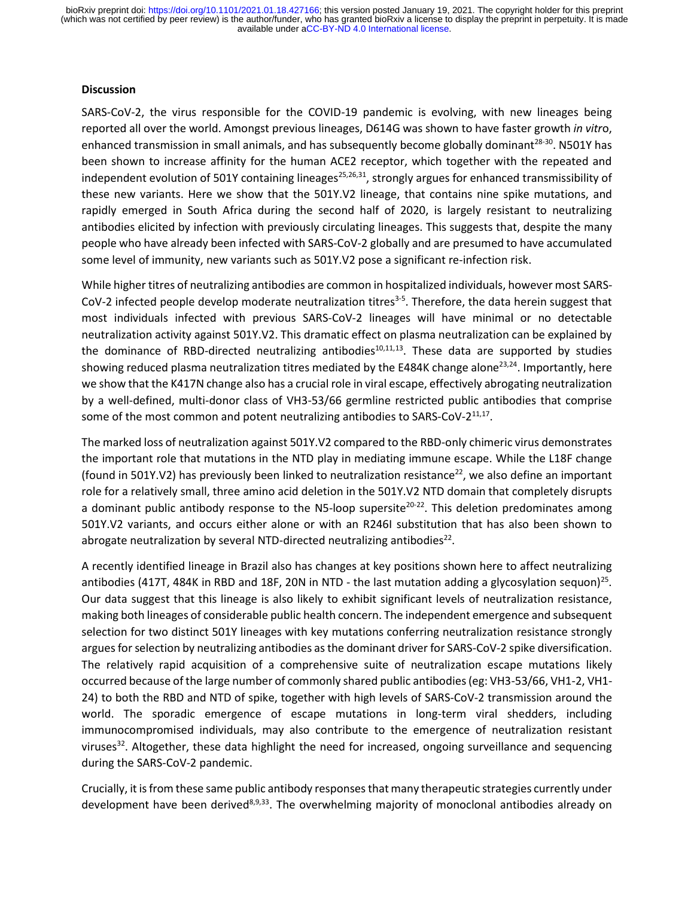## Discussion

SARS-CoV-2, the virus responsible for the COVID-19 pandemic is evolving, with new lineages being reported all over the world. Amongst previous lineages, D614G was shown to have faster growth *in vitro*, enhanced transmission in small animals, and has subsequently become globally dominant[28-30]. N501Y has been shown to increase affinity for the human ACE2 receptor, which together with the repeated and independent evolution of 501Y containing lineages[25,26,31], strongly argues for enhanced transmissibility of these new variants. Here we show that the 501Y.V2 lineage, that contains nine spike mutations, and rapidly emerged in South Africa during the second half of 2020, is largely resistant to neutralizing antibodies elicited by infection with previously circulating lineages. This suggests that, despite the many people who have already been infected with SARS-CoV-2 globally and are presumed to have accumulated some level of immunity, new variants such as 501Y.V2 pose a significant re-infection risk.

While higher titres of neutralizing antibodies are common in hospitalized individuals, however most SARS-CoV-2 infected people develop moderate neutralization titres[3-5]. Therefore, the data herein suggest that most individuals infected with previous SARS-CoV-2 lineages will have minimal or no detectable neutralization activity against 501Y.V2. This dramatic effect on plasma neutralization can be explained by the dominance of RBD-directed neutralizing antibodies[10,11,13]. These data are supported by studies showing reduced plasma neutralization titres mediated by the E484K change alone[23,24]. Importantly, here we show that the K417N change also has a crucial role in viral escape, effectively abrogating neutralization by a well-defined, multi-donor class of VH3-53/66 germline restricted public antibodies that comprise some of the most common and potent neutralizing antibodies to SARS-CoV-2[11,17].

The marked loss of neutralization against 501Y.V2 compared to the RBD-only chimeric virus demonstrates the important role that mutations in the NTD play in mediating immune escape. While the L18F change (found in 501Y.V2) has previously been linked to neutralization resistance[22], we also define an important role for a relatively small, three amino acid deletion in the 501Y.V2 NTD domain that completely disrupts a dominant public antibody response to the N5-loop supersite[20-22]. This deletion predominates among 501Y.V2 variants, and occurs either alone or with an R246I substitution that has also been shown to abrogate neutralization by several NTD-directed neutralizing antibodies[22].

A recently identified lineage in Brazil also has changes at key positions shown here to affect neutralizing antibodies (417T, 484K in RBD and 18F, 20N in NTD - the last mutation adding a glycosylation sequon)[25]. Our data suggest that this lineage is also likely to exhibit significant levels of neutralization resistance, making both lineages of considerable public health concern. The independent emergence and subsequent selection for two distinct 501Y lineages with key mutations conferring neutralization resistance strongly argues for selection by neutralizing antibodies as the dominant driver for SARS-CoV-2 spike diversification. The relatively rapid acquisition of a comprehensive suite of neutralization escape mutations likely occurred because of the large number of commonly shared public antibodies (eg: VH3-53/66, VH1-2, VH1-24) to both the RBD and NTD of spike, together with high levels of SARS-CoV-2 transmission around the world. The sporadic emergence of escape mutations in long-term viral shedders, including immunocompromised individuals, may also contribute to the emergence of neutralization resistant viruses[32]. Altogether, these data highlight the need for increased, ongoing surveillance and sequencing during the SARS-CoV-2 pandemic.

Crucially, it is from these same public antibody responses that many therapeutic strategies currently under development have been derived[8,9,33]. The overwhelming majority of monoclonal antibodies already on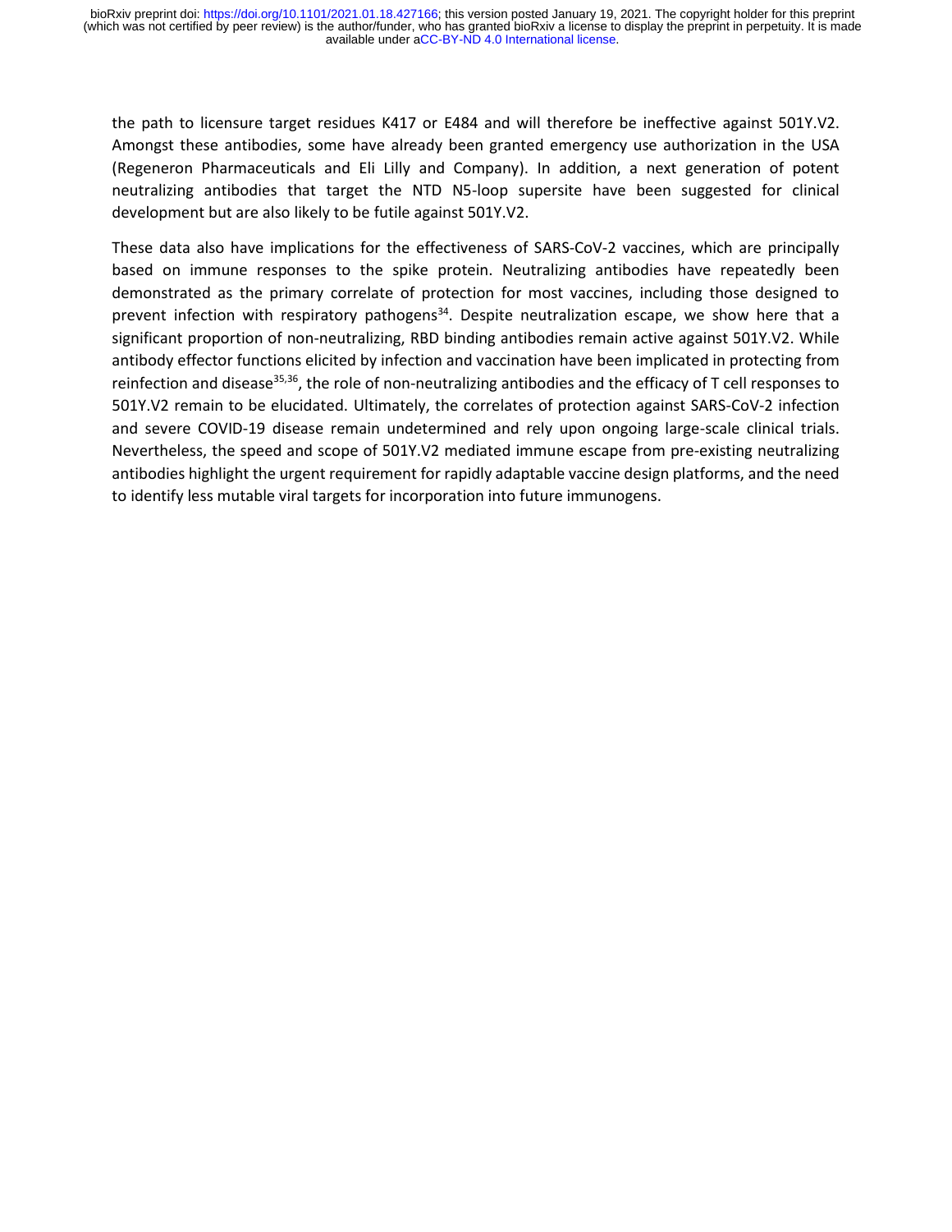the path to licensure target residues K417 or E484 and will therefore be ineffective against 501Y.V2. Amongst these antibodies, some have already been granted emergency use authorization in the USA (Regeneron Pharmaceuticals and Eli Lilly and Company). In addition, a next generation of potent neutralizing antibodies that target the NTD N5-loop supersite have been suggested for clinical development but are also likely to be futile against 501Y.V2.

These data also have implications for the effectiveness of SARS-CoV-2 vaccines, which are principally based on immune responses to the spike protein. Neutralizing antibodies have repeatedly been demonstrated as the primary correlate of protection for most vaccines, including those designed to prevent infection with respiratory pathogens[34]. Despite neutralization escape, we show here that a significant proportion of non-neutralizing, RBD binding antibodies remain active against 501Y.V2. While antibody effector functions elicited by infection and vaccination have been implicated in protecting from reinfection and disease[35,36], the role of non-neutralizing antibodies and the efficacy of T cell responses to 501Y.V2 remain to be elucidated. Ultimately, the correlates of protection against SARS-CoV-2 infection and severe COVID-19 disease remain undetermined and rely upon ongoing large-scale clinical trials. Nevertheless, the speed and scope of 501Y.V2 mediated immune escape from pre-existing neutralizing antibodies highlight the urgent requirement for rapidly adaptable vaccine design platforms, and the need to identify less mutable viral targets for incorporation into future immunogens.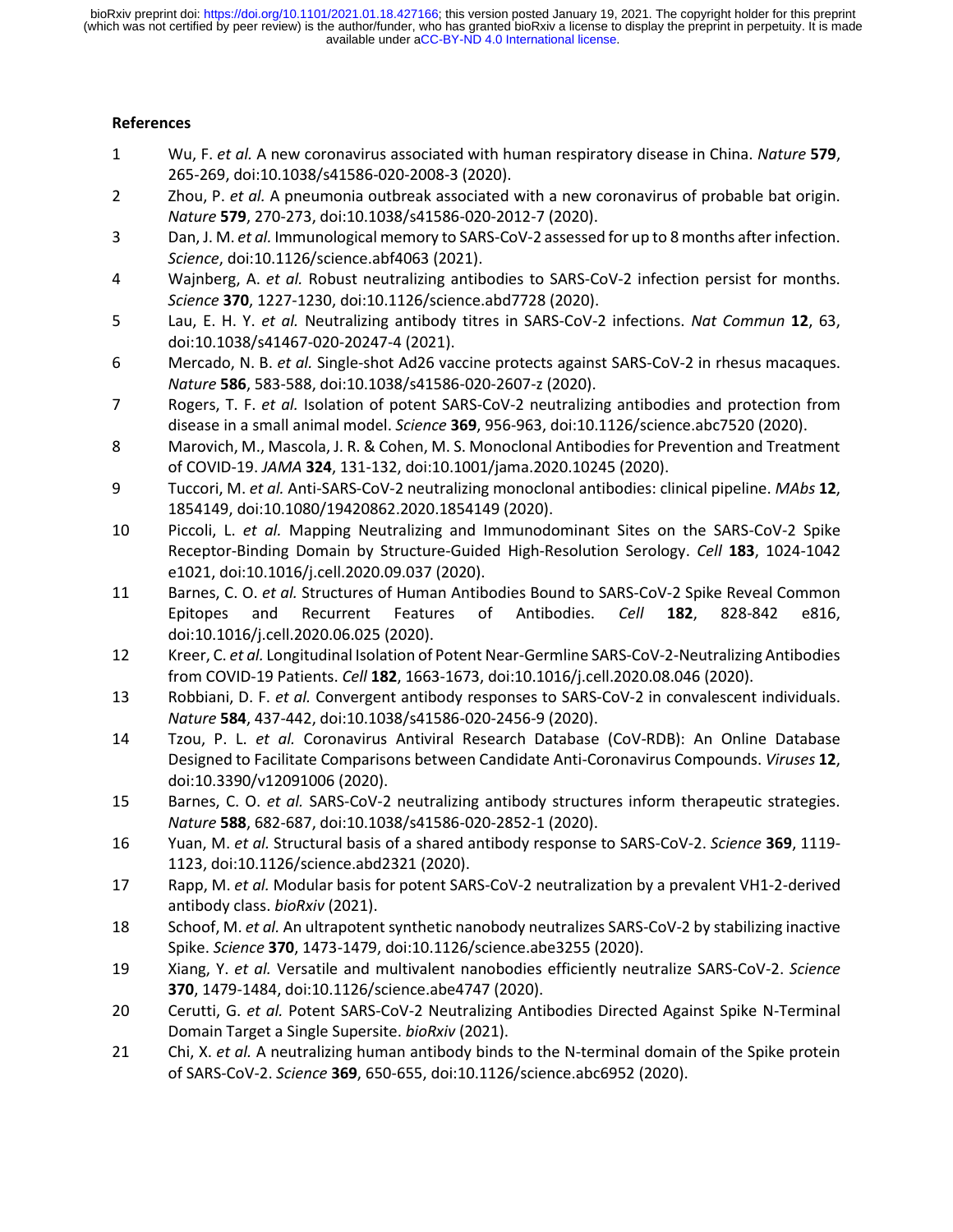**References**

1. Wu, F. *et al.* A new coronavirus associated with human respiratory disease in China. *Nature* **579**, 265-269, doi:10.1038/s41586-020-2008-3 (2020).
2. Zhou, P. *et al.* A pneumonia outbreak associated with a new coronavirus of probable bat origin. *Nature* **579**, 270-273, doi:10.1038/s41586-020-2012-7 (2020).
3. Dan, J. M. *et al.* Immunological memory to SARS-CoV-2 assessed for up to 8 months after infection. *Science*, doi:10.1126/science.abf4063 (2021).
4. Wajnberg, A. *et al.* Robust neutralizing antibodies to SARS-CoV-2 infection persist for months. *Science* **370**, 1227-1230, doi:10.1126/science.abd7728 (2020).
5. Lau, E. H. Y. *et al.* Neutralizing antibody titres in SARS-CoV-2 infections. *Nat Commun* **12**, 63, doi:10.1038/s41467-020-20247-4 (2021).
6. Mercado, N. B. *et al.* Single-shot Ad26 vaccine protects against SARS-CoV-2 in rhesus macaques. *Nature* **586**, 583-588, doi:10.1038/s41586-020-2607-z (2020).
7. Rogers, T. F. *et al.* Isolation of potent SARS-CoV-2 neutralizing antibodies and protection from disease in a small animal model. *Science* **369**, 956-963, doi:10.1126/science.abc7520 (2020).
8. Marovich, M., Mascola, J. R. & Cohen, M. S. Monoclonal Antibodies for Prevention and Treatment of COVID-19. *JAMA* **324**, 131-132, doi:10.1001/jama.2020.10245 (2020).
9. Tuccori, M. *et al.* Anti-SARS-CoV-2 neutralizing monoclonal antibodies: clinical pipeline. *MAbs* **12**, 1854149, doi:10.1080/19420862.2020.1854149 (2020).
10. Piccoli, L. *et al.* Mapping Neutralizing and Immunodominant Sites on the SARS-CoV-2 Spike Receptor-Binding Domain by Structure-Guided High-Resolution Serology. *Cell* **183**, 1024-1042 e1021, doi:10.1016/j.cell.2020.09.037 (2020).
11. Barnes, C. O. *et al.* Structures of Human Antibodies Bound to SARS-CoV-2 Spike Reveal Common Epitopes and Recurrent Features of Antibodies. *Cell* **182**, 828-842 e816, doi:10.1016/j.cell.2020.06.025 (2020).
12. Kreer, C. *et al.* Longitudinal Isolation of Potent Near-Germline SARS-CoV-2-Neutralizing Antibodies from COVID-19 Patients. *Cell* **182**, 1663-1673, doi:10.1016/j.cell.2020.08.046 (2020).
13. Robbiani, D. F. *et al.* Convergent antibody responses to SARS-CoV-2 in convalescent individuals. *Nature* **584**, 437-442, doi:10.1038/s41586-020-2456-9 (2020).
14. Tzou, P. L. *et al.* Coronavirus Antiviral Research Database (CoV-RDB): An Online Database Designed to Facilitate Comparisons between Candidate Anti-Coronavirus Compounds. *Viruses* **12**, doi:10.3390/v12091006 (2020).
15. Barnes, C. O. *et al.* SARS-CoV-2 neutralizing antibody structures inform therapeutic strategies. *Nature* **588**, 682-687, doi:10.1038/s41586-020-2852-1 (2020).
16. Yuan, M. *et al.* Structural basis of a shared antibody response to SARS-CoV-2. *Science* **369**, 1119-1123, doi:10.1126/science.abd2321 (2020).
17. Rapp, M. *et al.* Modular basis for potent SARS-CoV-2 neutralization by a prevalent VH1-2-derived antibody class. *bioRxiv* (2021).
18. Schoof, M. *et al.* An ultrapotent synthetic nanobody neutralizes SARS-CoV-2 by stabilizing inactive Spike. *Science* **370**, 1473-1479, doi:10.1126/science.abe3255 (2020).
19. Xiang, Y. *et al.* Versatile and multivalent nanobodies efficiently neutralize SARS-CoV-2. *Science* **370**, 1479-1484, doi:10.1126/science.abe4747 (2020).
20. Cerutti, G. *et al.* Potent SARS-CoV-2 Neutralizing Antibodies Directed Against Spike N-Terminal Domain Target a Single Supersite. *bioRxiv* (2021).
21. Chi, X. *et al.* A neutralizing human antibody binds to the N-terminal domain of the Spike protein of SARS-CoV-2. *Science* **369**, 650-655, doi:10.1126/science.abc6952 (2020).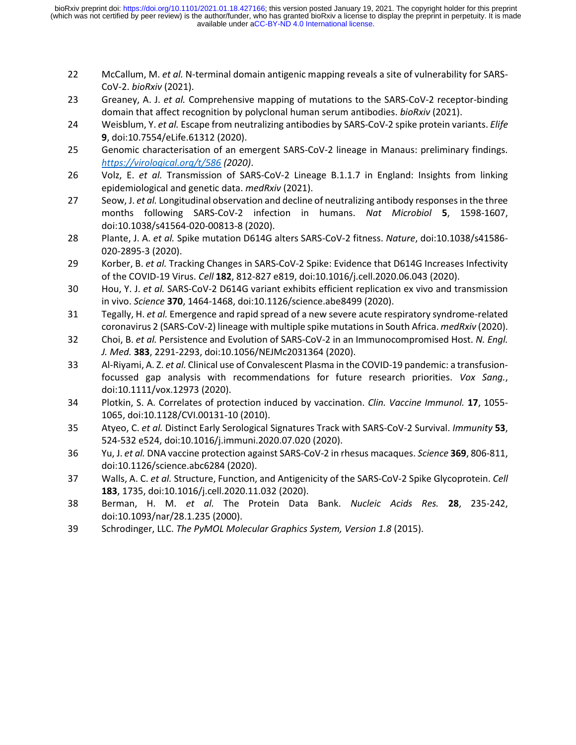22 McCallum, M. *et al.* N-terminal domain antigenic mapping reveals a site of vulnerability for SARS-CoV-2. *bioRxiv* (2021).

23 Greaney, A. J. *et al.* Comprehensive mapping of mutations to the SARS-CoV-2 receptor-binding domain that affect recognition by polyclonal human serum antibodies. *bioRxiv* (2021).

24 Weisblum, Y. *et al.* Escape from neutralizing antibodies by SARS-CoV-2 spike protein variants. *Elife* **9**, doi:10.7554/eLife.61312 (2020).

25 Genomic characterisation of an emergent SARS-CoV-2 lineage in Manaus: preliminary findings. *https://virological.org/t/586 (2020)*.

26 Volz, E. *et al.* Transmission of SARS-CoV-2 Lineage B.1.1.7 in England: Insights from linking epidemiological and genetic data. *medRxiv* (2021).

27 Seow, J. *et al.* Longitudinal observation and decline of neutralizing antibody responses in the three months following SARS-CoV-2 infection in humans. *Nat Microbiol* **5**, 1598-1607, doi:10.1038/s41564-020-00813-8 (2020).

28 Plante, J. A. *et al.* Spike mutation D614G alters SARS-CoV-2 fitness. *Nature*, doi:10.1038/s41586-020-2895-3 (2020).

29 Korber, B. *et al.* Tracking Changes in SARS-CoV-2 Spike: Evidence that D614G Increases Infectivity of the COVID-19 Virus. *Cell* **182**, 812-827 e819, doi:10.1016/j.cell.2020.06.043 (2020).

30 Hou, Y. J. *et al.* SARS-CoV-2 D614G variant exhibits efficient replication ex vivo and transmission in vivo. *Science* **370**, 1464-1468, doi:10.1126/science.abe8499 (2020).

31 Tegally, H. *et al.* Emergence and rapid spread of a new severe acute respiratory syndrome-related coronavirus 2 (SARS-CoV-2) lineage with multiple spike mutations in South Africa. *medRxiv* (2020).

32 Choi, B. *et al.* Persistence and Evolution of SARS-CoV-2 in an Immunocompromised Host. *N. Engl. J. Med.* **383**, 2291-2293, doi:10.1056/NEJMc2031364 (2020).

33 Al-Riyami, A. Z. *et al.* Clinical use of Convalescent Plasma in the COVID-19 pandemic: a transfusion-focussed gap analysis with recommendations for future research priorities. *Vox Sang.*, doi:10.1111/vox.12973 (2020).

34 Plotkin, S. A. Correlates of protection induced by vaccination. *Clin. Vaccine Immunol.* **17**, 1055-1065, doi:10.1128/CVI.00131-10 (2010).

35 Atyeo, C. *et al.* Distinct Early Serological Signatures Track with SARS-CoV-2 Survival. *Immunity* **53**, 524-532 e524, doi:10.1016/j.immuni.2020.07.020 (2020).

36 Yu, J. *et al.* DNA vaccine protection against SARS-CoV-2 in rhesus macaques. *Science* **369**, 806-811, doi:10.1126/science.abc6284 (2020).

37 Walls, A. C. *et al.* Structure, Function, and Antigenicity of the SARS-CoV-2 Spike Glycoprotein. *Cell* **183**, 1735, doi:10.1016/j.cell.2020.11.032 (2020).

38 Berman, H. M. *et al.* The Protein Data Bank. *Nucleic Acids Res.* **28**, 235-242, doi:10.1093/nar/28.1.235 (2000).

39 Schrodinger, LLC. *The PyMOL Molecular Graphics System, Version 1.8* (2015).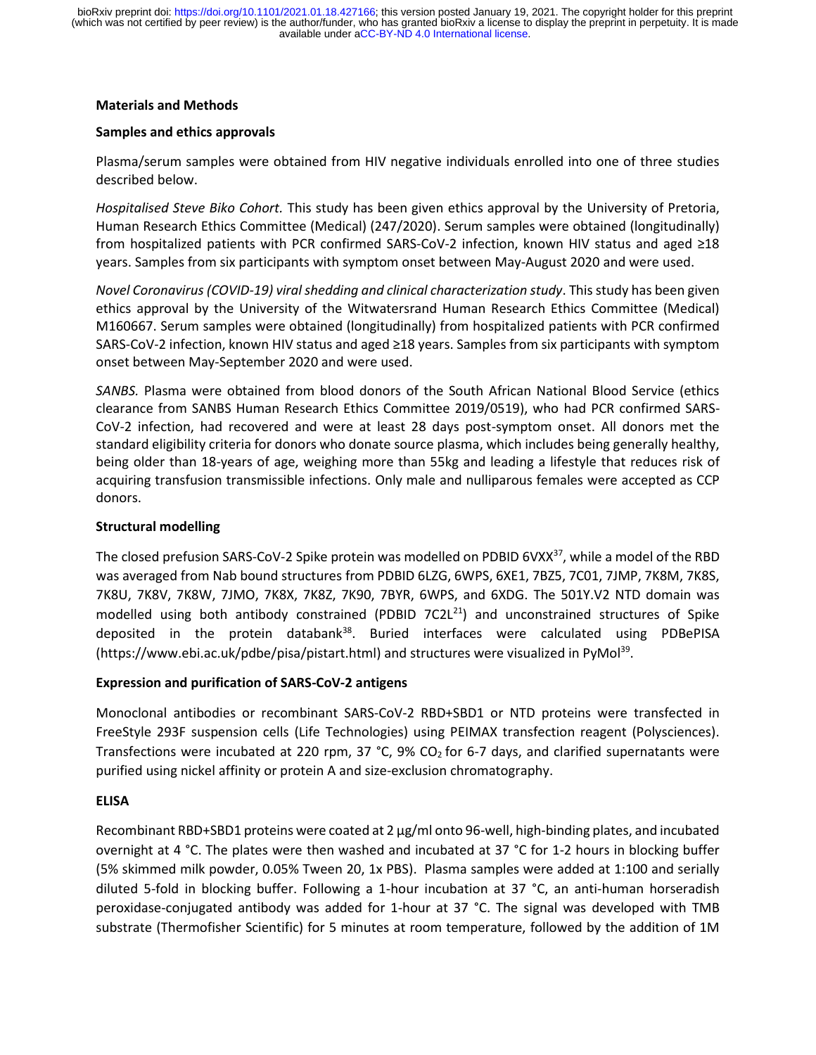## Materials and Methods

### Samples and ethics approvals

Plasma/serum samples were obtained from HIV negative individuals enrolled into one of three studies described below.

*Hospitalised Steve Biko Cohort.* This study has been given ethics approval by the University of Pretoria, Human Research Ethics Committee (Medical) (247/2020). Serum samples were obtained (longitudinally) from hospitalized patients with PCR confirmed SARS-CoV-2 infection, known HIV status and aged ≥18 years. Samples from six participants with symptom onset between May-August 2020 and were used.

*Novel Coronavirus (COVID-19) viral shedding and clinical characterization study*. This study has been given ethics approval by the University of the Witwatersrand Human Research Ethics Committee (Medical) M160667. Serum samples were obtained (longitudinally) from hospitalized patients with PCR confirmed SARS-CoV-2 infection, known HIV status and aged ≥18 years. Samples from six participants with symptom onset between May-September 2020 and were used.

*SANBS.* Plasma were obtained from blood donors of the South African National Blood Service (ethics clearance from SANBS Human Research Ethics Committee 2019/0519), who had PCR confirmed SARS-CoV-2 infection, had recovered and were at least 28 days post-symptom onset. All donors met the standard eligibility criteria for donors who donate source plasma, which includes being generally healthy, being older than 18-years of age, weighing more than 55kg and leading a lifestyle that reduces risk of acquiring transfusion transmissible infections. Only male and nulliparous females were accepted as CCP donors.

### Structural modelling

The closed prefusion SARS-CoV-2 Spike protein was modelled on PDBID 6VXX[37], while a model of the RBD was averaged from Nab bound structures from PDBID 6LZG, 6WPS, 6XE1, 7BZ5, 7C01, 7JMP, 7K8M, 7K8S, 7K8U, 7K8V, 7K8W, 7JMO, 7K8X, 7K8Z, 7K90, 7BYR, 6WPS, and 6XDG. The 501Y.V2 NTD domain was modelled using both antibody constrained (PDBID 7C2L[21]) and unconstrained structures of Spike deposited in the protein databank[38]. Buried interfaces were calculated using PDBePISA (https://www.ebi.ac.uk/pdbe/pisa/pistart.html) and structures were visualized in PyMol[39].

### Expression and purification of SARS-CoV-2 antigens

Monoclonal antibodies or recombinant SARS-CoV-2 RBD+SBD1 or NTD proteins were transfected in FreeStyle 293F suspension cells (Life Technologies) using PEIMAX transfection reagent (Polysciences). Transfections were incubated at 220 rpm, 37 °C, 9% $CO_2$ for 6-7 days, and clarified supernatants were purified using nickel affinity or protein A and size-exclusion chromatography.

### ELISA

Recombinant RBD+SBD1 proteins were coated at 2 µg/ml onto 96-well, high-binding plates, and incubated overnight at 4 °C. The plates were then washed and incubated at 37 °C for 1-2 hours in blocking buffer (5% skimmed milk powder, 0.05% Tween 20, 1x PBS). Plasma samples were added at 1:100 and serially diluted 5-fold in blocking buffer. Following a 1-hour incubation at 37 °C, an anti-human horseradish peroxidase-conjugated antibody was added for 1-hour at 37 °C. The signal was developed with TMB substrate (Thermofisher Scientific) for 5 minutes at room temperature, followed by the addition of 1M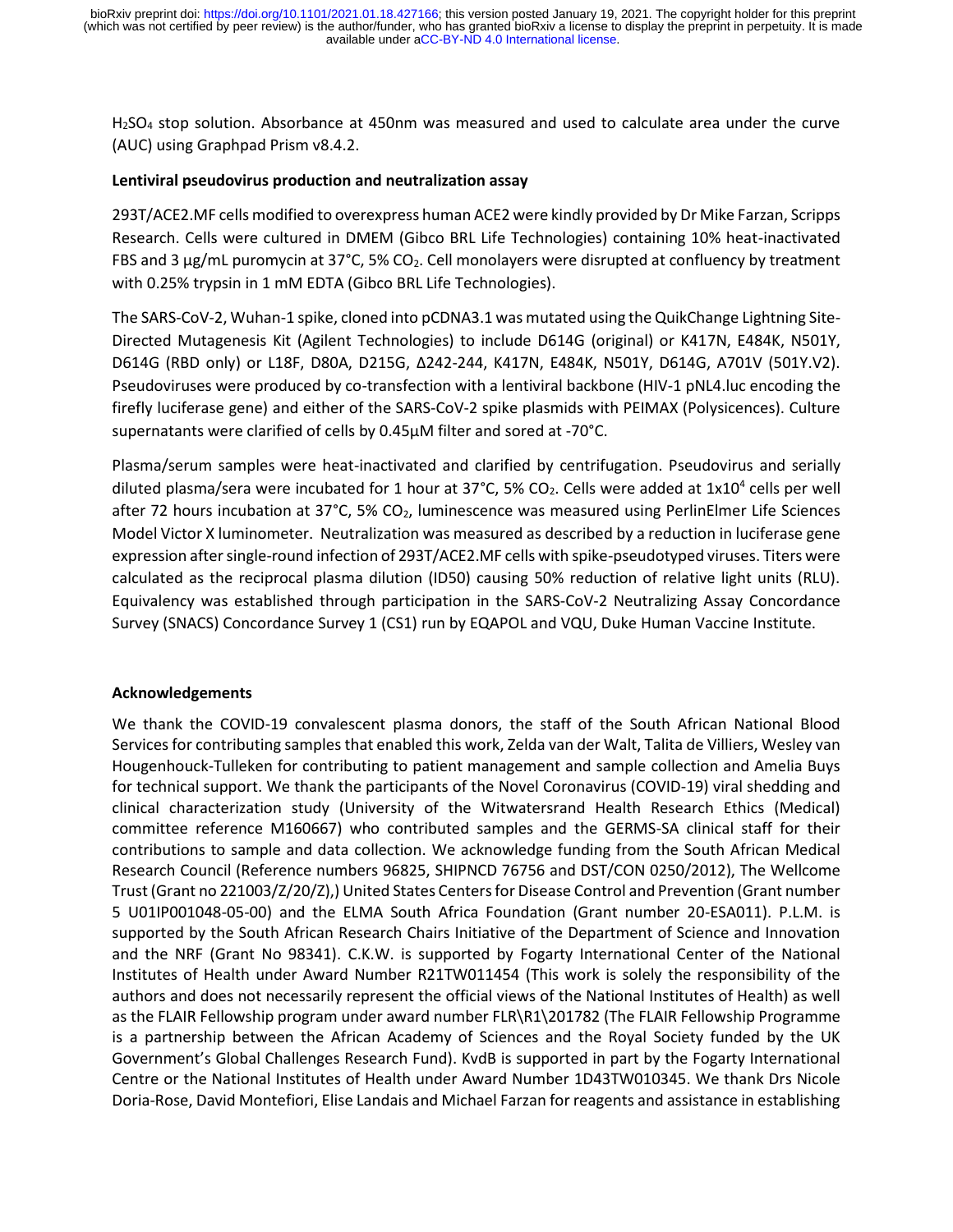$H_2SO_4$ stop solution. Absorbance at 450nm was measured and used to calculate area under the curve (AUC) using Graphpad Prism v8.4.2.

**Lentiviral pseudovirus production and neutralization assay**

293T/ACE2.MF cells modified to overexpress human ACE2 were kindly provided by Dr Mike Farzan, Scripps Research. Cells were cultured in DMEM (Gibco BRL Life Technologies) containing 10% heat-inactivated FBS and 3 µg/mL puromycin at 37°C, 5% $CO_2$. Cell monolayers were disrupted at confluency by treatment with 0.25% trypsin in 1 mM EDTA (Gibco BRL Life Technologies).

The SARS-CoV-2, Wuhan-1 spike, cloned into pCDNA3.1 was mutated using the QuikChange Lightning Site-Directed Mutagenesis Kit (Agilent Technologies) to include D614G (original) or K417N, E484K, N501Y, D614G (RBD only) or L18F, D80A, D215G, Δ242-244, K417N, E484K, N501Y, D614G, A701V (501Y.V2). Pseudoviruses were produced by co-transfection with a lentiviral backbone (HIV-1 pNL4.luc encoding the firefly luciferase gene) and either of the SARS-CoV-2 spike plasmids with PEIMAX (Polysicences). Culture supernatants were clarified of cells by 0.45µM filter and sored at -70°C.

Plasma/serum samples were heat-inactivated and clarified by centrifugation. Pseudovirus and serially diluted plasma/sera were incubated for 1 hour at 37°C, 5% $CO_2$. Cells were added at $1x10^4$ cells per well after 72 hours incubation at 37°C, 5% $CO_2$, luminescence was measured using PerlinElmer Life Sciences Model Victor X luminometer. Neutralization was measured as described by a reduction in luciferase gene expression after single-round infection of 293T/ACE2.MF cells with spike-pseudotyped viruses. Titers were calculated as the reciprocal plasma dilution (ID50) causing 50% reduction of relative light units (RLU). Equivalency was established through participation in the SARS-CoV-2 Neutralizing Assay Concordance Survey (SNACS) Concordance Survey 1 (CS1) run by EQAPOL and VQU, Duke Human Vaccine Institute.

**Acknowledgements**

We thank the COVID-19 convalescent plasma donors, the staff of the South African National Blood Services for contributing samples that enabled this work, Zelda van der Walt, Talita de Villiers, Wesley van Hougenhouck-Tulleken for contributing to patient management and sample collection and Amelia Buys for technical support. We thank the participants of the Novel Coronavirus (COVID-19) viral shedding and clinical characterization study (University of the Witwatersrand Health Research Ethics (Medical) committee reference M160667) who contributed samples and the GERMS-SA clinical staff for their contributions to sample and data collection. We acknowledge funding from the South African Medical Research Council (Reference numbers 96825, SHIPNCD 76756 and DST/CON 0250/2012), The Wellcome Trust (Grant no 221003/Z/20/Z),) United States Centers for Disease Control and Prevention (Grant number 5 U01IP001048-05-00) and the ELMA South Africa Foundation (Grant number 20-ESA011). P.L.M. is supported by the South African Research Chairs Initiative of the Department of Science and Innovation and the NRF (Grant No 98341). C.K.W. is supported by Fogarty International Center of the National Institutes of Health under Award Number R21TW011454 (This work is solely the responsibility of the authors and does not necessarily represent the official views of the National Institutes of Health) as well as the FLAIR Fellowship program under award number FLR\R1\201782 (The FLAIR Fellowship Programme is a partnership between the African Academy of Sciences and the Royal Society funded by the UK Government's Global Challenges Research Fund). KvdB is supported in part by the Fogarty International Centre or the National Institutes of Health under Award Number 1D43TW010345. We thank Drs Nicole Doria-Rose, David Montefiori, Elise Landais and Michael Farzan for reagents and assistance in establishing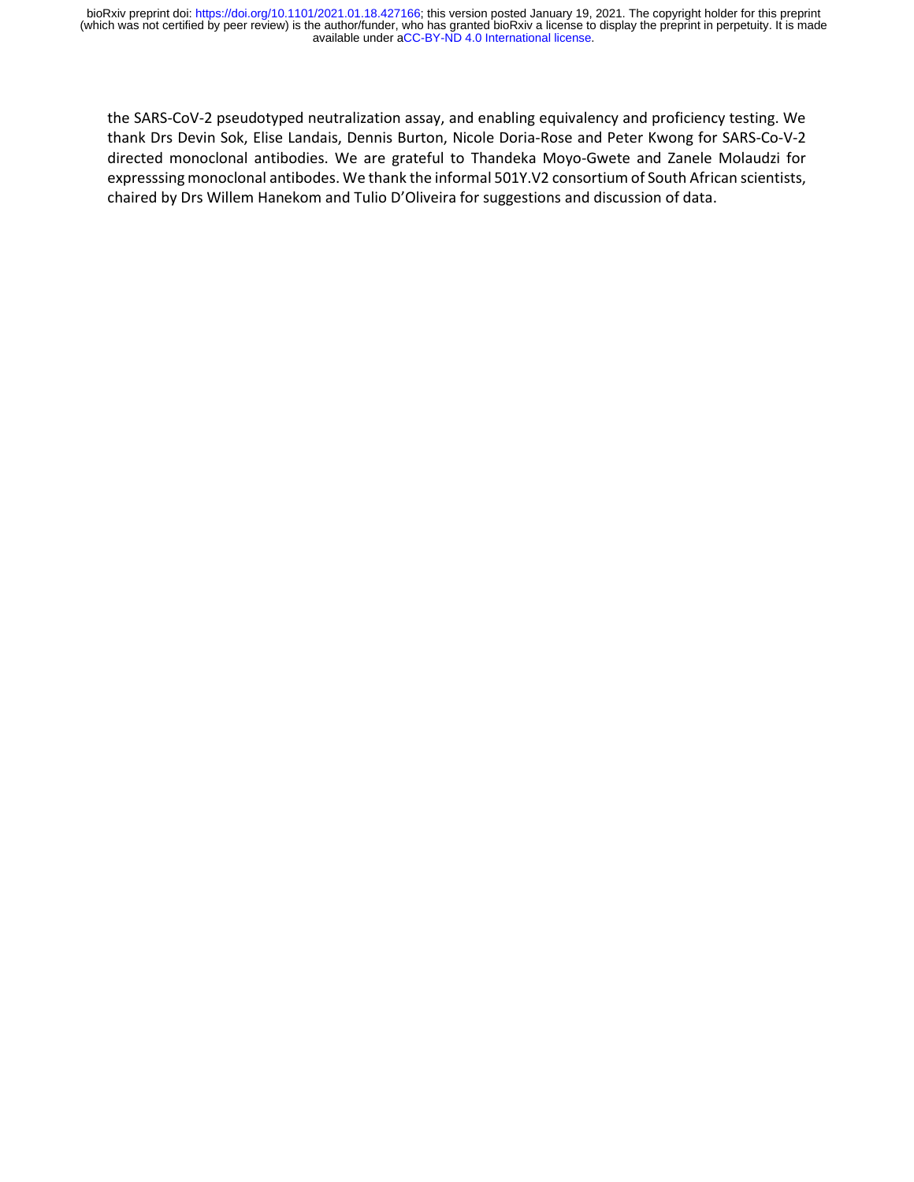the SARS-CoV-2 pseudotyped neutralization assay, and enabling equivalency and proficiency testing. We thank Drs Devin Sok, Elise Landais, Dennis Burton, Nicole Doria-Rose and Peter Kwong for SARS-Co-V-2 directed monoclonal antibodies. We are grateful to Thandeka Moyo-Gwete and Zanele Molaudzi for expresssing monoclonal antibodes. We thank the informal 501Y.V2 consortium of South African scientists, chaired by Drs Willem Hanekom and Tulio D'Oliveira for suggestions and discussion of data.